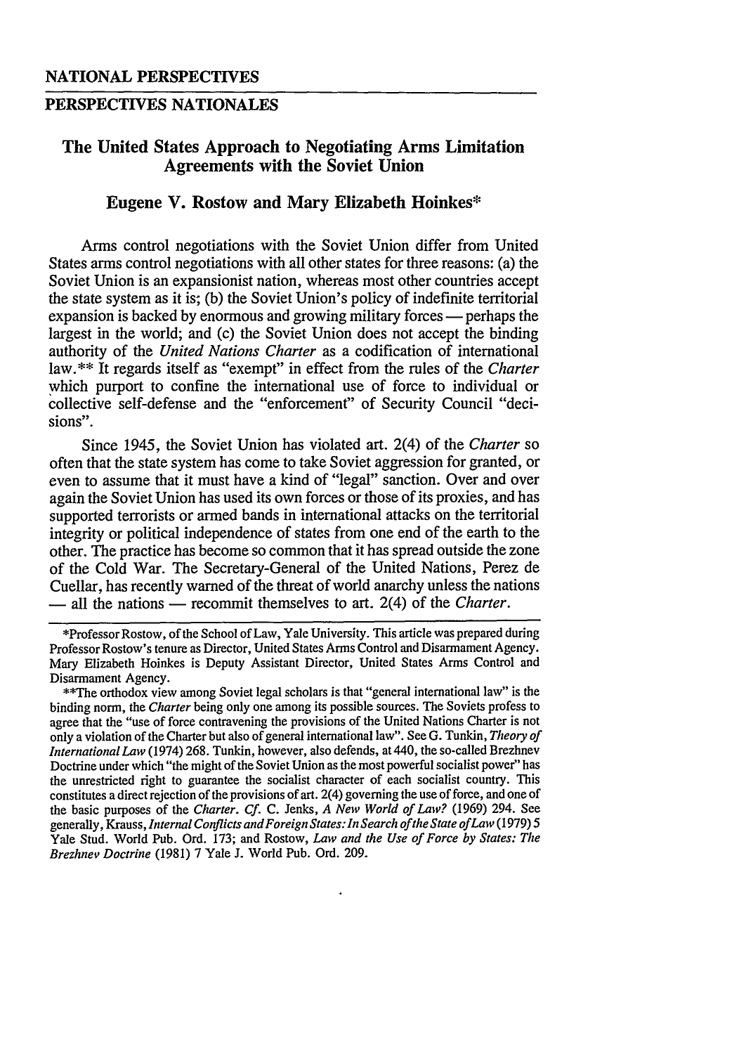NATIONAL PERSPECTIVES

PERSPECTIVES NATIONALES

# The United States Approach to Negotiating Arms Limitation Agreements with the Soviet Union

**Eugene V. Rostow and Mary Elizabeth Hoinkes***

Arms control negotiations with the Soviet Union differ from United States arms control negotiations with all other states for three reasons: (a) the Soviet Union is an expansionist nation, whereas most other countries accept the state system as it is; (b) the Soviet Union's policy of indefinite territorial expansion is backed by enormous and growing military forces — perhaps the largest in the world; and (c) the Soviet Union does not accept the binding authority of the *United Nations Charter* as a codification of international law.** It regards itself as "exempt" in effect from the rules of the *Charter* which purport to confine the international use of force to individual or collective self-defense and the "enforcement" of Security Council "decisions".

Since 1945, the Soviet Union has violated art. 2(4) of the *Charter* so often that the state system has come to take Soviet aggression for granted, or even to assume that it must have a kind of "legal" sanction. Over and over again the Soviet Union has used its own forces or those of its proxies, and has supported terrorists or armed bands in international attacks on the territorial integrity or political independence of states from one end of the earth to the other. The practice has become so common that it has spread outside the zone of the Cold War. The Secretary-General of the United Nations, Perez de Cuellar, has recently warned of the threat of world anarchy unless the nations — all the nations — recommit themselves to art. 2(4) of the *Charter*.

---

*Professor Rostow, of the School of Law, Yale University. This article was prepared during Professor Rostow's tenure as Director, United States Arms Control and Disarmament Agency. Mary Elizabeth Hoinkes is Deputy Assistant Director, United States Arms Control and Disarmament Agency.

**The orthodox view among Soviet legal scholars is that "general international law" is the binding norm, the *Charter* being only one among its possible sources. The Soviets profess to agree that the "use of force contravening the provisions of the United Nations Charter is not only a violation of the Charter but also of general international law". See G. Tunkin, *Theory of International Law* (1974) 268. Tunkin, however, also defends, at 440, the so-called Brezhnev Doctrine under which "the might of the Soviet Union as the most powerful socialist power" has the unrestricted right to guarantee the socialist character of each socialist country. This constitutes a direct rejection of the provisions of art. 2(4) governing the use of force, and one of the basic purposes of the *Charter*. *Cf.* C. Jenks, *A New World of Law?* (1969) 294. See generally, Krauss, *Internal Conflicts and Foreign States: In Search of the State of Law* (1979) 5 Yale Stud. World Pub. Ord. 173; and Rostow, *Law and the Use of Force by States: The Brezhnev Doctrine* (1981) 7 Yale J. World Pub. Ord. 209.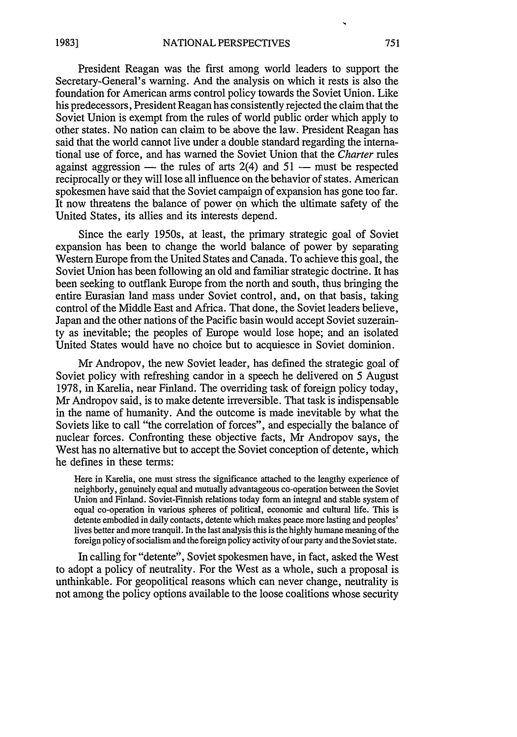President Reagan was the first among world leaders to support the Secretary-General's warning. And the analysis on which it rests is also the foundation for American arms control policy towards the Soviet Union. Like his predecessors, President Reagan has consistently rejected the claim that the Soviet Union is exempt from the rules of world public order which apply to other states. No nation can claim to be above the law. President Reagan has said that the world cannot live under a double standard regarding the international use of force, and has warned the Soviet Union that the *Charter* rules against aggression — the rules of arts 2(4) and 51 — must be respected reciprocally or they will lose all influence on the behavior of states. American spokesmen have said that the Soviet campaign of expansion has gone too far. It now threatens the balance of power on which the ultimate safety of the United States, its allies and its interests depend.

Since the early 1950s, at least, the primary strategic goal of Soviet expansion has been to change the world balance of power by separating Western Europe from the United States and Canada. To achieve this goal, the Soviet Union has been following an old and familiar strategic doctrine. It has been seeking to outflank Europe from the north and south, thus bringing the entire Eurasian land mass under Soviet control, and, on that basis, taking control of the Middle East and Africa. That done, the Soviet leaders believe, Japan and the other nations of the Pacific basin would accept Soviet suzerainty as inevitable; the peoples of Europe would lose hope; and an isolated United States would have no choice but to acquiesce in Soviet dominion.

Mr Andropov, the new Soviet leader, has defined the strategic goal of Soviet policy with refreshing candor in a speech he delivered on 5 August 1978, in Karelia, near Finland. The overriding task of foreign policy today, Mr Andropov said, is to make detente irreversible. That task is indispensable in the name of humanity. And the outcome is made inevitable by what the Soviets like to call "the correlation of forces", and especially the balance of nuclear forces. Confronting these objective facts, Mr Andropov says, the West has no alternative but to accept the Soviet conception of detente, which he defines in these terms:

> Here in Karelia, one must stress the significance attached to the lengthy experience of neighborly, genuinely equal and mutually advantageous co-operation between the Soviet Union and Finland. Soviet-Finnish relations today form an integral and stable system of equal co-operation in various spheres of political, economic and cultural life. This is detente embodied in daily contacts, detente which makes peace more lasting and peoples' lives better and more tranquil. In the last analysis this is the highly humane meaning of the foreign policy of socialism and the foreign policy activity of our party and the Soviet state.

In calling for "detente", Soviet spokesmen have, in fact, asked the West to adopt a policy of neutrality. For the West as a whole, such a proposal is unthinkable. For geopolitical reasons which can never change, neutrality is not among the policy options available to the loose coalitions whose security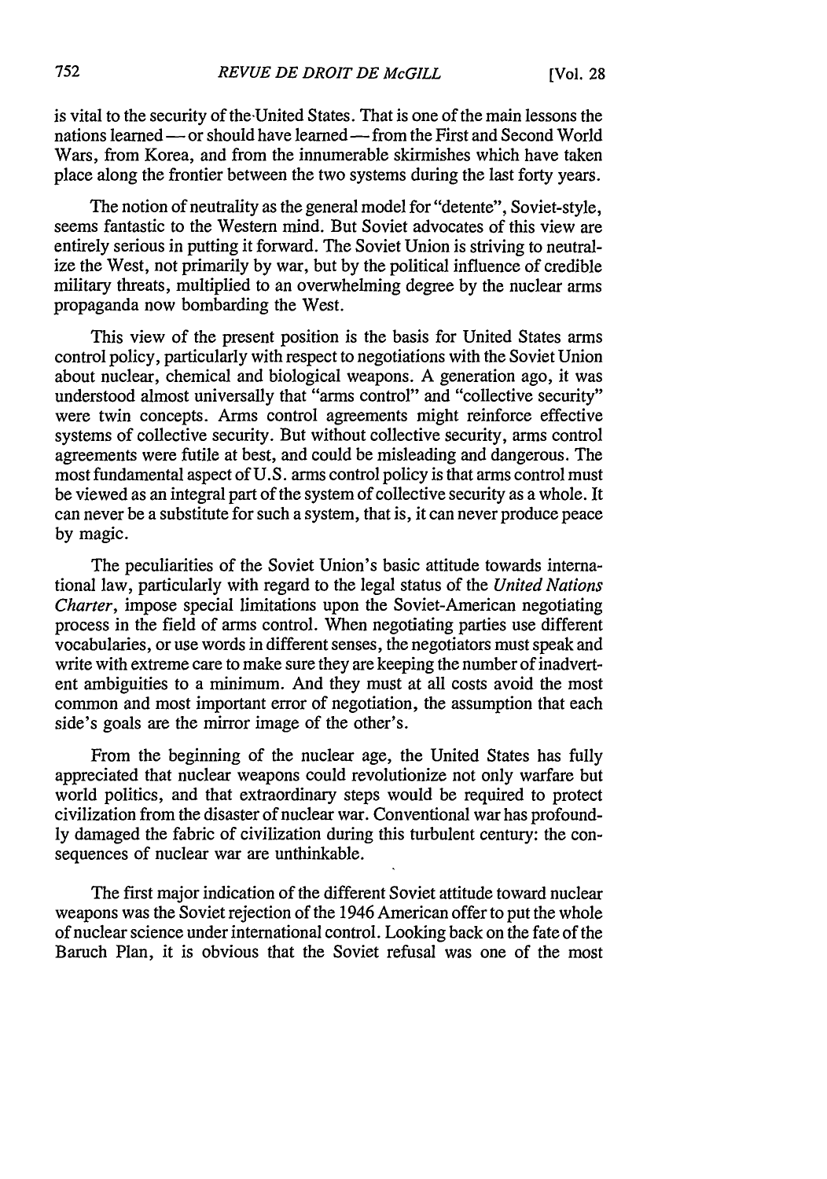is vital to the security of the United States. That is one of the main lessons the nations learned — or should have learned — from the First and Second World Wars, from Korea, and from the innumerable skirmishes which have taken place along the frontier between the two systems during the last forty years.

The notion of neutrality as the general model for "detente", Soviet-style, seems fantastic to the Western mind. But Soviet advocates of this view are entirely serious in putting it forward. The Soviet Union is striving to neutralize the West, not primarily by war, but by the political influence of credible military threats, multiplied to an overwhelming degree by the nuclear arms propaganda now bombarding the West.

This view of the present position is the basis for United States arms control policy, particularly with respect to negotiations with the Soviet Union about nuclear, chemical and biological weapons. A generation ago, it was understood almost universally that "arms control" and "collective security" were twin concepts. Arms control agreements might reinforce effective systems of collective security. But without collective security, arms control agreements were futile at best, and could be misleading and dangerous. The most fundamental aspect of U.S. arms control policy is that arms control must be viewed as an integral part of the system of collective security as a whole. It can never be a substitute for such a system, that is, it can never produce peace by magic.

The peculiarities of the Soviet Union's basic attitude towards international law, particularly with regard to the legal status of the *United Nations Charter*, impose special limitations upon the Soviet-American negotiating process in the field of arms control. When negotiating parties use different vocabularies, or use words in different senses, the negotiators must speak and write with extreme care to make sure they are keeping the number of inadvertent ambiguities to a minimum. And they must at all costs avoid the most common and most important error of negotiation, the assumption that each side's goals are the mirror image of the other's.

From the beginning of the nuclear age, the United States has fully appreciated that nuclear weapons could revolutionize not only warfare but world politics, and that extraordinary steps would be required to protect civilization from the disaster of nuclear war. Conventional war has profoundly damaged the fabric of civilization during this turbulent century: the consequences of nuclear war are unthinkable.

The first major indication of the different Soviet attitude toward nuclear weapons was the Soviet rejection of the 1946 American offer to put the whole of nuclear science under international control. Looking back on the fate of the Baruch Plan, it is obvious that the Soviet refusal was one of the most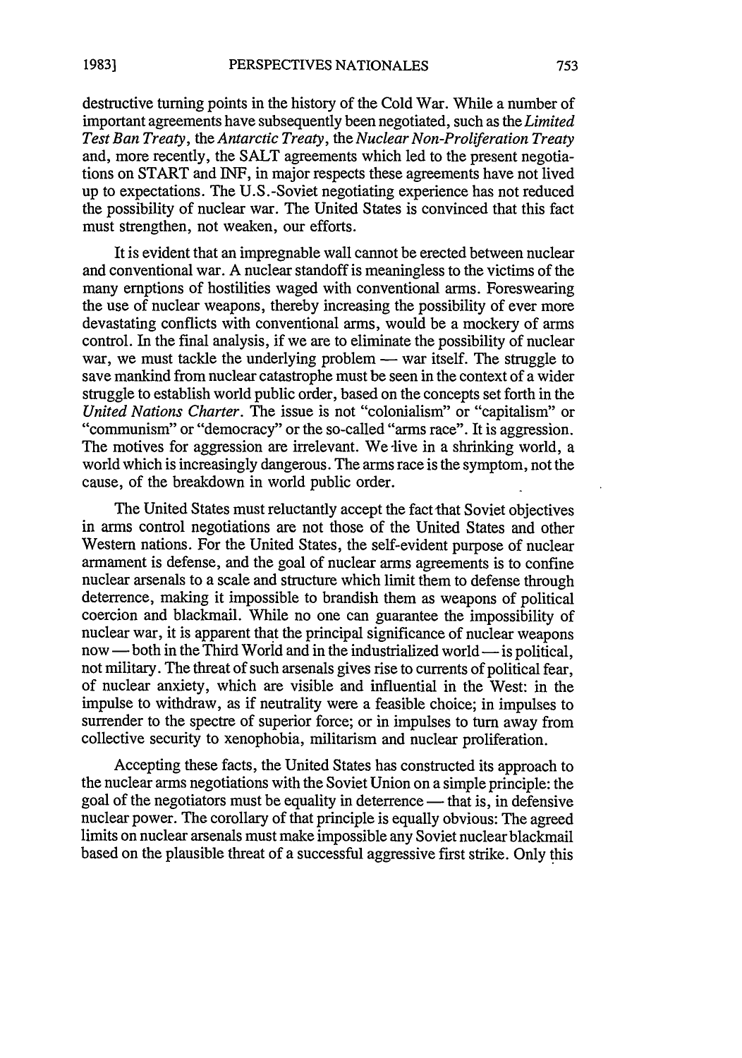destructive turning points in the history of the Cold War. While a number of important agreements have subsequently been negotiated, such as the *Limited Test Ban Treaty*, the *Antarctic Treaty*, the *Nuclear Non-Proliferation Treaty* and, more recently, the SALT agreements which led to the present negotiations on START and INF, in major respects these agreements have not lived up to expectations. The U.S.-Soviet negotiating experience has not reduced the possibility of nuclear war. The United States is convinced that this fact must strengthen, not weaken, our efforts.

It is evident that an impregnable wall cannot be erected between nuclear and conventional war. A nuclear standoff is meaningless to the victims of the many erruptions of hostilities waged with conventional arms. Foreswearing the use of nuclear weapons, thereby increasing the possibility of ever more devastating conflicts with conventional arms, would be a mockery of arms control. In the final analysis, if we are to eliminate the possibility of nuclear war, we must tackle the underlying problem — war itself. The struggle to save mankind from nuclear catastrophe must be seen in the context of a wider struggle to establish world public order, based on the concepts set forth in the *United Nations Charter*. The issue is not "colonialism" or "capitalism" or "communism" or "democracy" or the so-called "arms race". It is aggression. The motives for aggression are irrelevant. We live in a shrinking world, a world which is increasingly dangerous. The arms race is the symptom, not the cause, of the breakdown in world public order.

The United States must reluctantly accept the fact that Soviet objectives in arms control negotiations are not those of the United States and other Western nations. For the United States, the self-evident purpose of nuclear armament is defense, and the goal of nuclear arms agreements is to confine nuclear arsenals to a scale and structure which limit them to defense through deterrence, making it impossible to brandish them as weapons of political coercion and blackmail. While no one can guarantee the impossibility of nuclear war, it is apparent that the principal significance of nuclear weapons now — both in the Third World and in the industrialized world — is political, not military. The threat of such arsenals gives rise to currents of political fear, of nuclear anxiety, which are visible and influential in the West: in the impulse to withdraw, as if neutrality were a feasible choice; in impulses to surrender to the spectre of superior force; or in impulses to turn away from collective security to xenophobia, militarism and nuclear proliferation.

Accepting these facts, the United States has constructed its approach to the nuclear arms negotiations with the Soviet Union on a simple principle: the goal of the negotiators must be equality in deterrence — that is, in defensive nuclear power. The corollary of that principle is equally obvious: The agreed limits on nuclear arsenals must make impossible any Soviet nuclear blackmail based on the plausible threat of a successful aggressive first strike. Only this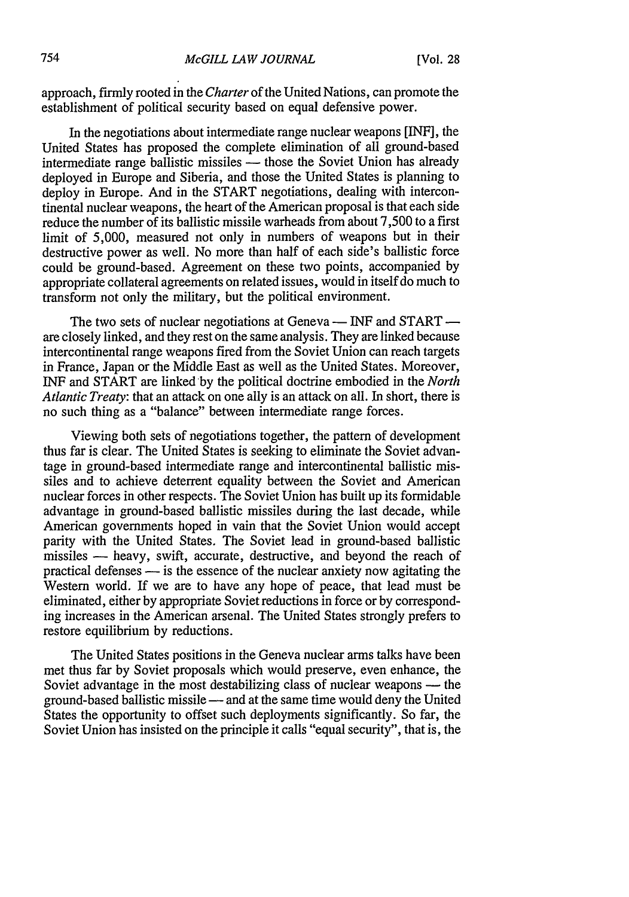approach, firmly rooted in the *Charter* of the United Nations, can promote the establishment of political security based on equal defensive power.

In the negotiations about intermediate range nuclear weapons [INF], the United States has proposed the complete elimination of all ground-based intermediate range ballistic missiles — those the Soviet Union has already deployed in Europe and Siberia, and those the United States is planning to deploy in Europe. And in the START negotiations, dealing with intercontinental nuclear weapons, the heart of the American proposal is that each side reduce the number of its ballistic missile warheads from about 7,500 to a first limit of 5,000, measured not only in numbers of weapons but in their destructive power as well. No more than half of each side's ballistic force could be ground-based. Agreement on these two points, accompanied by appropriate collateral agreements on related issues, would in itself do much to transform not only the military, but the political environment.

The two sets of nuclear negotiations at Geneva — INF and START — are closely linked, and they rest on the same analysis. They are linked because intercontinental range weapons fired from the Soviet Union can reach targets in France, Japan or the Middle East as well as the United States. Moreover, INF and START are linked by the political doctrine embodied in the *North Atlantic Treaty*: that an attack on one ally is an attack on all. In short, there is no such thing as a "balance" between intermediate range forces.

Viewing both sets of negotiations together, the pattern of development thus far is clear. The United States is seeking to eliminate the Soviet advantage in ground-based intermediate range and intercontinental ballistic missiles and to achieve deterrent equality between the Soviet and American nuclear forces in other respects. The Soviet Union has built up its formidable advantage in ground-based ballistic missiles during the last decade, while American governments hoped in vain that the Soviet Union would accept parity with the United States. The Soviet lead in ground-based ballistic missiles — heavy, swift, accurate, destructive, and beyond the reach of practical defenses — is the essence of the nuclear anxiety now agitating the Western world. If we are to have any hope of peace, that lead must be eliminated, either by appropriate Soviet reductions in force or by corresponding increases in the American arsenal. The United States strongly prefers to restore equilibrium by reductions.

The United States positions in the Geneva nuclear arms talks have been met thus far by Soviet proposals which would preserve, even enhance, the Soviet advantage in the most destabilizing class of nuclear weapons — the ground-based ballistic missile — and at the same time would deny the United States the opportunity to offset such deployments significantly. So far, the Soviet Union has insisted on the principle it calls "equal security", that is, the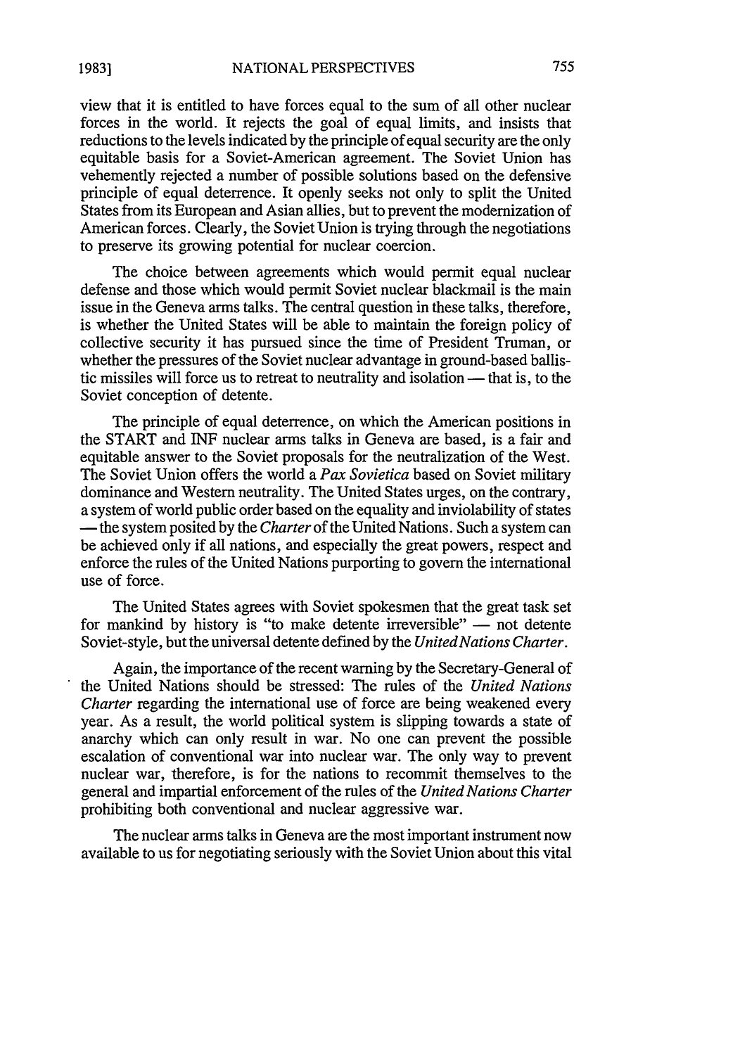view that it is entitled to have forces equal to the sum of all other nuclear forces in the world. It rejects the goal of equal limits, and insists that reductions to the levels indicated by the principle of equal security are the only equitable basis for a Soviet-American agreement. The Soviet Union has vehemently rejected a number of possible solutions based on the defensive principle of equal deterrence. It openly seeks not only to split the United States from its European and Asian allies, but to prevent the modernization of American forces. Clearly, the Soviet Union is trying through the negotiations to preserve its growing potential for nuclear coercion.

The choice between agreements which would permit equal nuclear defense and those which would permit Soviet nuclear blackmail is the main issue in the Geneva arms talks. The central question in these talks, therefore, is whether the United States will be able to maintain the foreign policy of collective security it has pursued since the time of President Truman, or whether the pressures of the Soviet nuclear advantage in ground-based ballistic missiles will force us to retreat to neutrality and isolation — that is, to the Soviet conception of detente.

The principle of equal deterrence, on which the American positions in the START and INF nuclear arms talks in Geneva are based, is a fair and equitable answer to the Soviet proposals for the neutralization of the West. The Soviet Union offers the world a *Pax Sovietica* based on Soviet military dominance and Western neutrality. The United States urges, on the contrary, a system of world public order based on the equality and inviolability of states — the system posited by the *Charter* of the United Nations. Such a system can be achieved only if all nations, and especially the great powers, respect and enforce the rules of the United Nations purporting to govern the international use of force.

The United States agrees with Soviet spokesmen that the great task set for mankind by history is "to make detente irreversible" — not detente Soviet-style, but the universal detente defined by the *United Nations Charter*.

Again, the importance of the recent warning by the Secretary-General of the United Nations should be stressed: The rules of the *United Nations Charter* regarding the international use of force are being weakened every year. As a result, the world political system is slipping towards a state of anarchy which can only result in war. No one can prevent the possible escalation of conventional war into nuclear war. The only way to prevent nuclear war, therefore, is for the nations to recommit themselves to the general and impartial enforcement of the rules of the *United Nations Charter* prohibiting both conventional and nuclear aggressive war.

The nuclear arms talks in Geneva are the most important instrument now available to us for negotiating seriously with the Soviet Union about this vital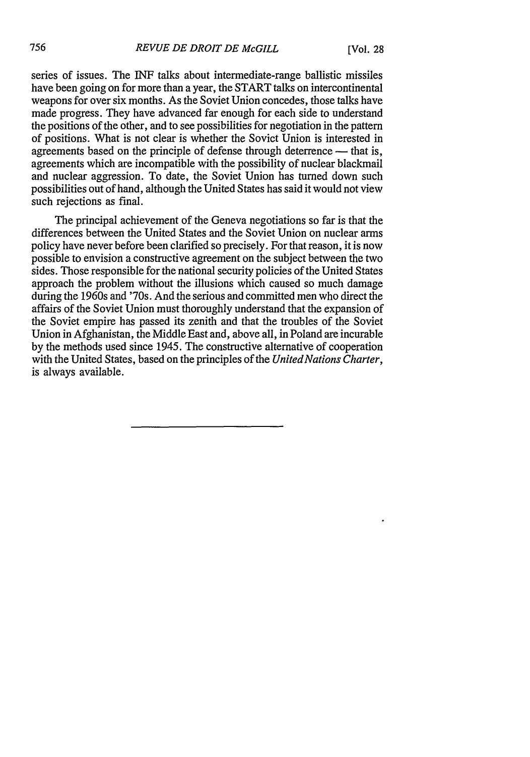series of issues. The INF talks about intermediate-range ballistic missiles have been going on for more than a year, the START talks on intercontinental weapons for over six months. As the Soviet Union concedes, those talks have made progress. They have advanced far enough for each side to understand the positions of the other, and to see possibilities for negotiation in the pattern of positions. What is not clear is whether the Soviet Union is interested in agreements based on the principle of defense through deterrence — that is, agreements which are incompatible with the possibility of nuclear blackmail and nuclear aggression. To date, the Soviet Union has turned down such possibilities out of hand, although the United States has said it would not view such rejections as final.

The principal achievement of the Geneva negotiations so far is that the differences between the United States and the Soviet Union on nuclear arms policy have never before been clarified so precisely. For that reason, it is now possible to envision a constructive agreement on the subject between the two sides. Those responsible for the national security policies of the United States approach the problem without the illusions which caused so much damage during the 1960s and '70s. And the serious and committed men who direct the affairs of the Soviet Union must thoroughly understand that the expansion of the Soviet empire has passed its zenith and that the troubles of the Soviet Union in Afghanistan, the Middle East and, above all, in Poland are incurable by the methods used since 1945. The constructive alternative of cooperation with the United States, based on the principles of the *United Nations Charter*, is always available.